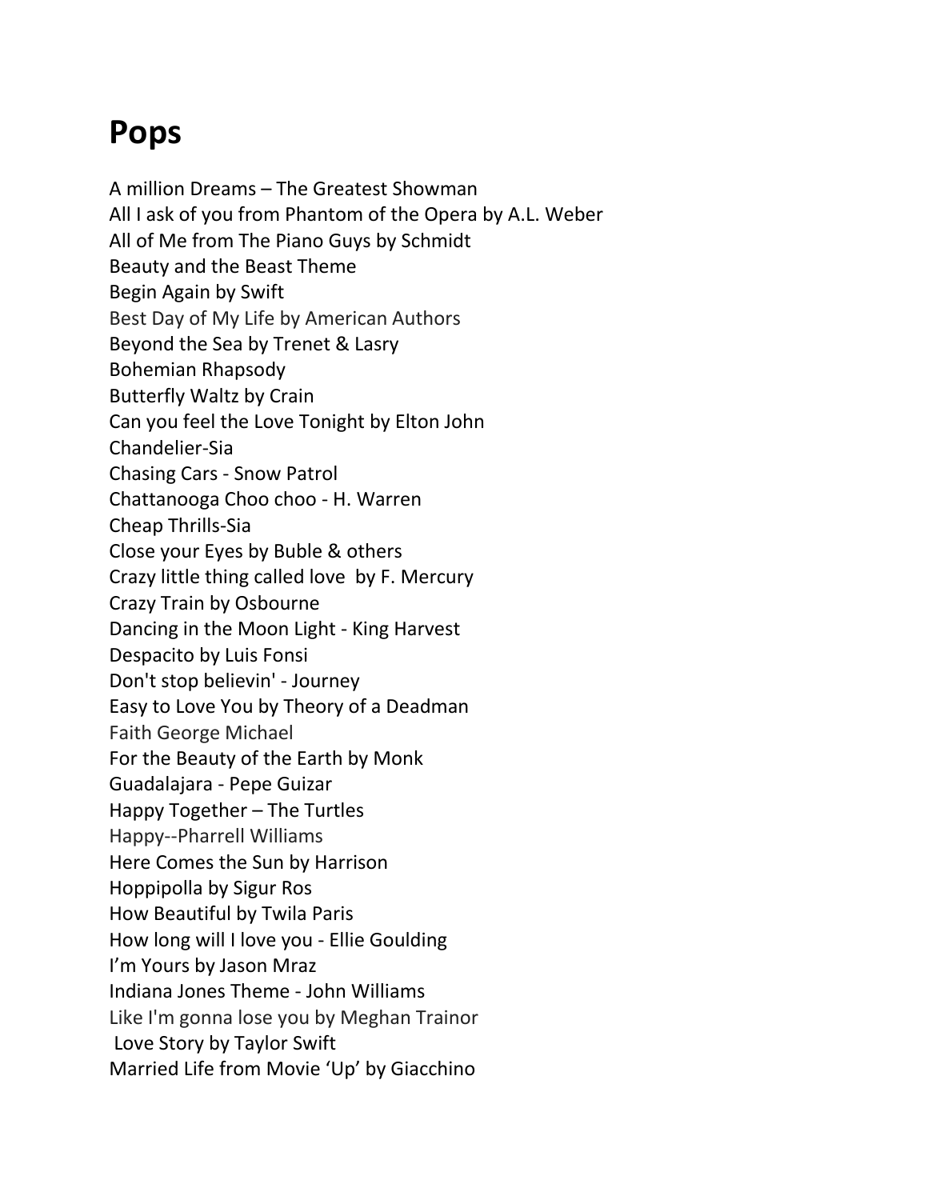# Pops

A million Dreams – The Greatest Showman
All I ask of you from Phantom of the Opera by A.L. Weber
All of Me from The Piano Guys by Schmidt
Beauty and the Beast Theme
Begin Again by Swift
Best Day of My Life by American Authors
Beyond the Sea by Trenet & Lasry
Bohemian Rhapsody
Butterfly Waltz by Crain
Can you feel the Love Tonight by Elton John
Chandelier-Sia
Chasing Cars - Snow Patrol
Chattanooga Choo choo - H. Warren
Cheap Thrills-Sia
Close your Eyes by Buble & others
Crazy little thing called love by F. Mercury
Crazy Train by Osbourne
Dancing in the Moon Light - King Harvest
Despacito by Luis Fonsi
Don't stop believin' - Journey
Easy to Love You by Theory of a Deadman
Faith George Michael
For the Beauty of the Earth by Monk
Guadalajara - Pepe Guizar
Happy Together – The Turtles
Happy--Pharrell Williams
Here Comes the Sun by Harrison
Hoppipolla by Sigur Ros
How Beautiful by Twila Paris
How long will I love you - Ellie Goulding
I'm Yours by Jason Mraz
Indiana Jones Theme - John Williams
Like I'm gonna lose you by Meghan Trainor
Love Story by Taylor Swift
Married Life from Movie 'Up' by Giacchino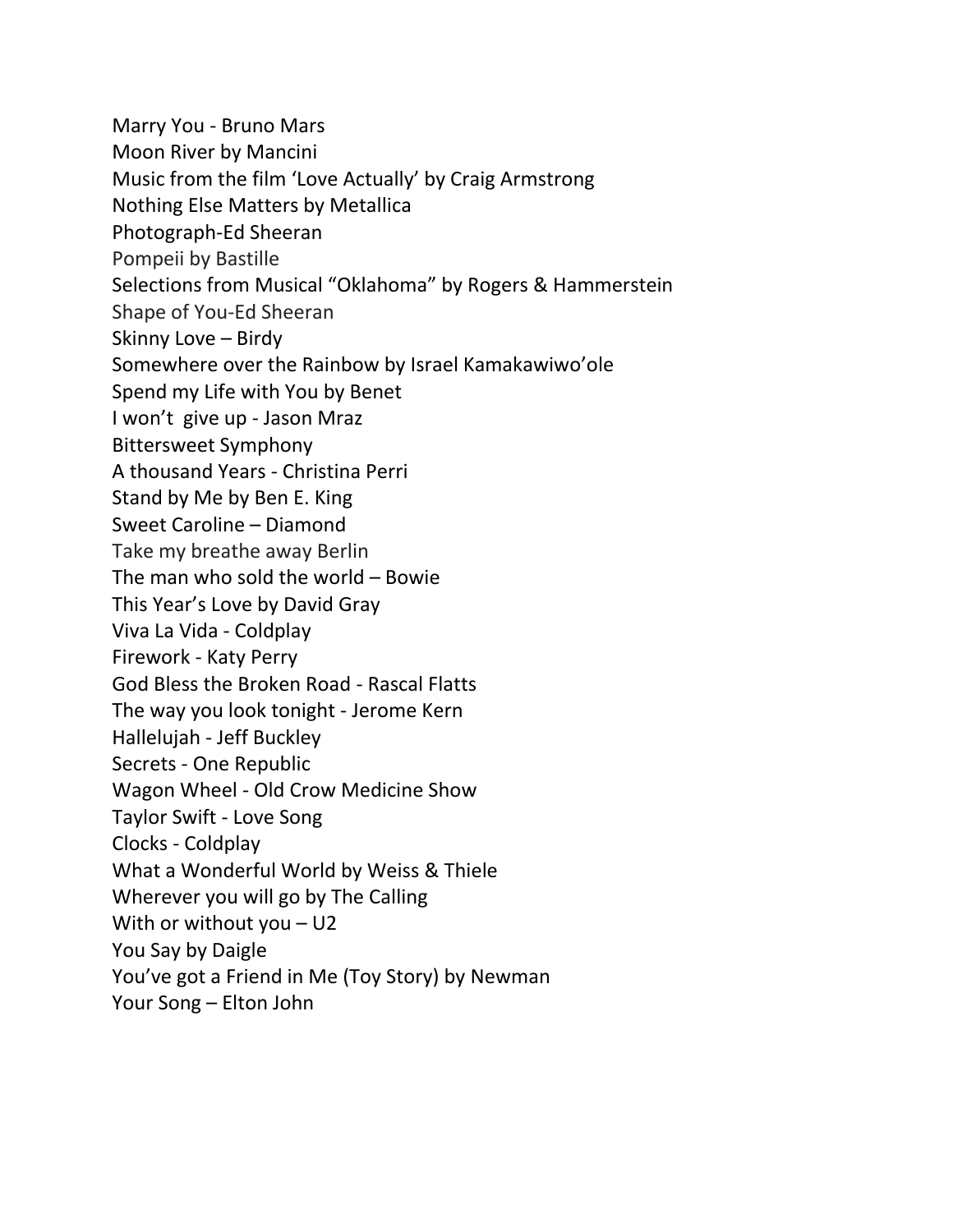Marry You - Bruno Mars
Moon River by Mancini
Music from the film 'Love Actually' by Craig Armstrong
Nothing Else Matters by Metallica
Photograph-Ed Sheeran
Pompeii by Bastille
Selections from Musical "Oklahoma" by Rogers & Hammerstein
Shape of You-Ed Sheeran
Skinny Love – Birdy
Somewhere over the Rainbow by Israel Kamakawiwo'ole
Spend my Life with You by Benet
I won't give up - Jason Mraz
Bittersweet Symphony
A thousand Years - Christina Perri
Stand by Me by Ben E. King
Sweet Caroline – Diamond
Take my breathe away Berlin
The man who sold the world – Bowie
This Year's Love by David Gray
Viva La Vida - Coldplay
Firework - Katy Perry
God Bless the Broken Road - Rascal Flatts
The way you look tonight - Jerome Kern
Hallelujah - Jeff Buckley
Secrets - One Republic
Wagon Wheel - Old Crow Medicine Show
Taylor Swift - Love Song
Clocks - Coldplay
What a Wonderful World by Weiss & Thiele
Wherever you will go by The Calling
With or without you – U2
You Say by Daigle
You've got a Friend in Me (Toy Story) by Newman
Your Song – Elton John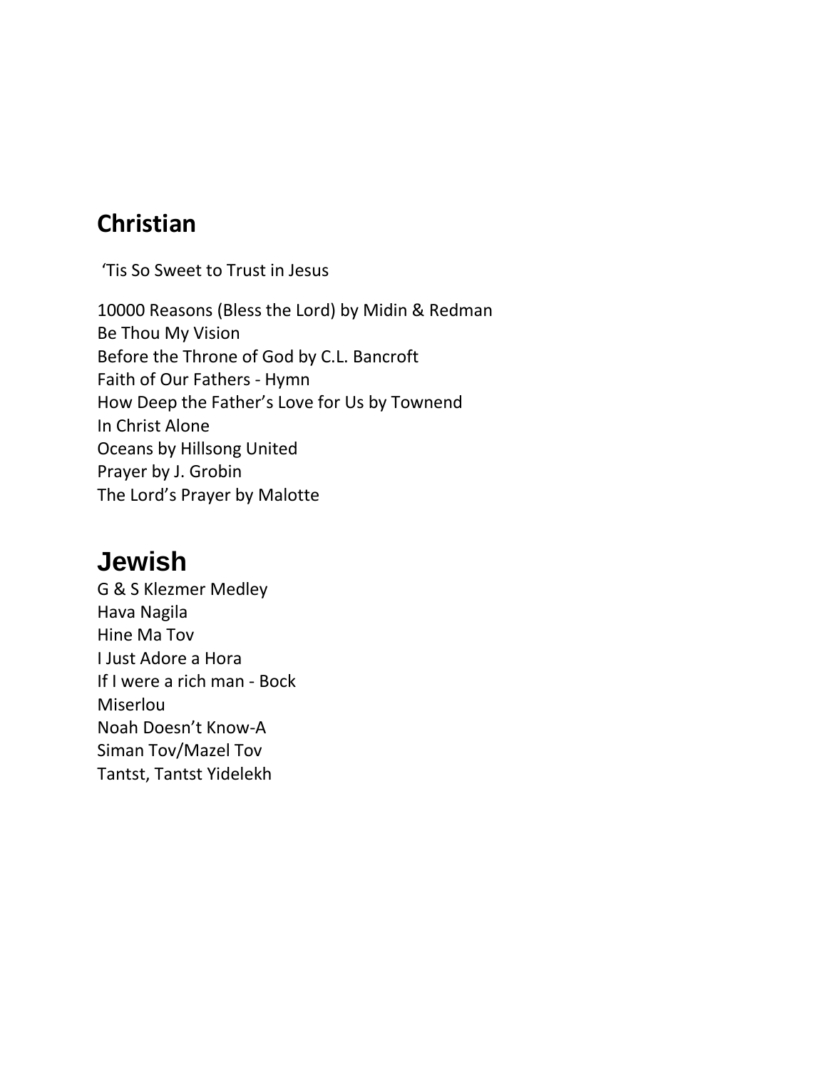## Christian

'Tis So Sweet to Trust in Jesus

10000 Reasons (Bless the Lord) by Midin & Redman
Be Thou My Vision
Before the Throne of God by C.L. Bancroft
Faith of Our Fathers - Hymn
How Deep the Father's Love for Us by Townend
In Christ Alone
Oceans by Hillsong United
Prayer by J. Grobin
The Lord's Prayer by Malotte

## Jewish

G & S Klezmer Medley
Hava Nagila
Hine Ma Tov
I Just Adore a Hora
If I were a rich man - Bock
Miserlou
Noah Doesn't Know-A
Siman Tov/Mazel Tov
Tantst, Tantst Yidelekh